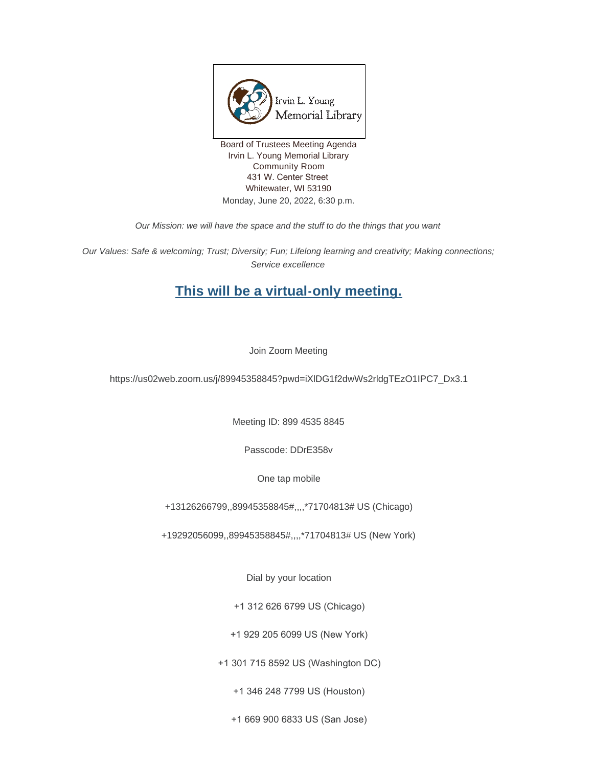Irvin L. Young Memorial Library

Board of Trustees Meeting Agenda
Irvin L. Young Memorial Library
Community Room
431 W. Center Street
Whitewater, WI 53190
Monday, June 20, 2022, 6:30 p.m.

*Our Mission: we will have the space and the stuff to do the things that you want*

*Our Values: Safe & welcoming; Trust; Diversity; Fun; Lifelong learning and creativity; Making connections; Service excellence*

## **This will be a virtual-only meeting.**

Join Zoom Meeting

https://us02web.zoom.us/j/89945358845?pwd=iXlDG1f2dwWs2rldgTEzO1lPC7_Dx3.1

Meeting ID: 899 4535 8845

Passcode: DDrE358v

One tap mobile

+13126266799,,89945358845#,,,,*71704813# US (Chicago)

+19292056099,,89945358845#,,,,*71704813# US (New York)

Dial by your location

+1 312 626 6799 US (Chicago)

+1 929 205 6099 US (New York)

+1 301 715 8592 US (Washington DC)

+1 346 248 7799 US (Houston)

+1 669 900 6833 US (San Jose)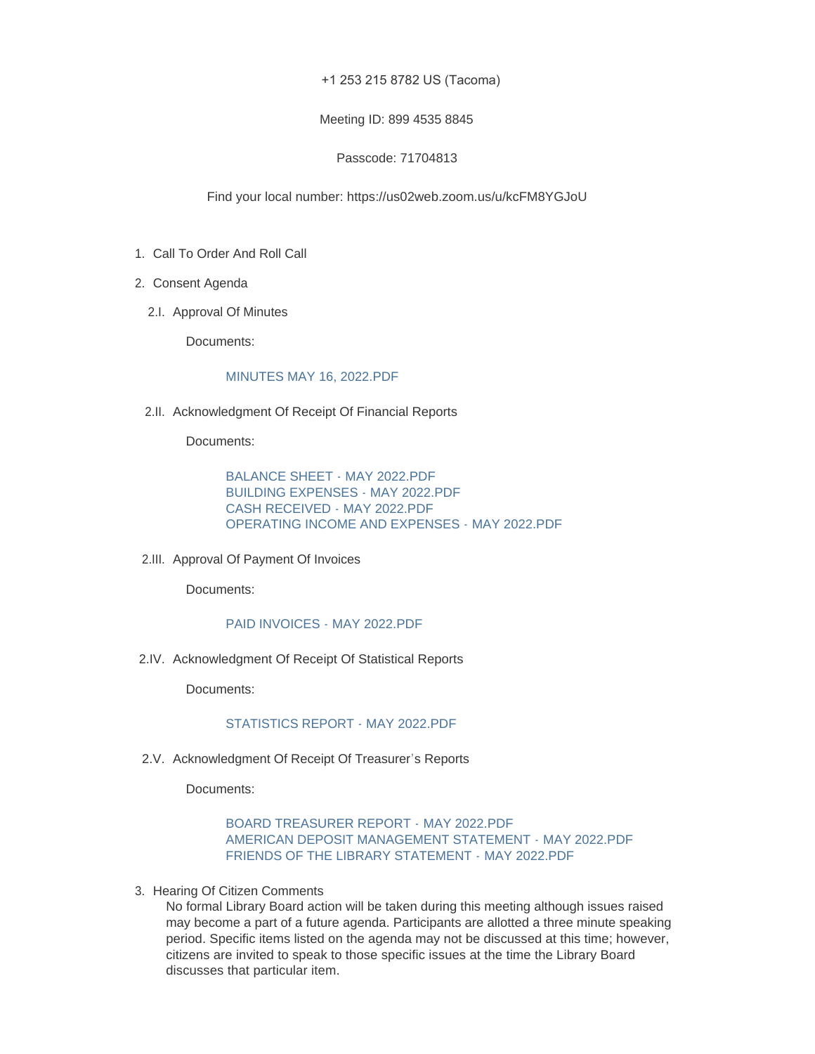+1 253 215 8782 US (Tacoma)

Meeting ID: 899 4535 8845

Passcode: 71704813

Find your local number: https://us02web.zoom.us/u/kcFM8YGJoU

1. Call To Order And Roll Call

2. Consent Agenda

   2.I. Approval Of Minutes

   Documents:

   MINUTES MAY 16, 2022.PDF

   2.II. Acknowledgment Of Receipt Of Financial Reports

   Documents:

   BALANCE SHEET - MAY 2022.PDF
   BUILDING EXPENSES - MAY 2022.PDF
   CASH RECEIVED - MAY 2022.PDF
   OPERATING INCOME AND EXPENSES - MAY 2022.PDF

   2.III. Approval Of Payment Of Invoices

   Documents:

   PAID INVOICES - MAY 2022.PDF

   2.IV. Acknowledgment Of Receipt Of Statistical Reports

   Documents:

   STATISTICS REPORT - MAY 2022.PDF

   2.V. Acknowledgment Of Receipt Of Treasurer's Reports

   Documents:

   BOARD TREASURER REPORT - MAY 2022.PDF
   AMERICAN DEPOSIT MANAGEMENT STATEMENT - MAY 2022.PDF
   FRIENDS OF THE LIBRARY STATEMENT - MAY 2022.PDF

3. Hearing Of Citizen Comments

   No formal Library Board action will be taken during this meeting although issues raised may become a part of a future agenda. Participants are allotted a three minute speaking period. Specific items listed on the agenda may not be discussed at this time; however, citizens are invited to speak to those specific issues at the time the Library Board discusses that particular item.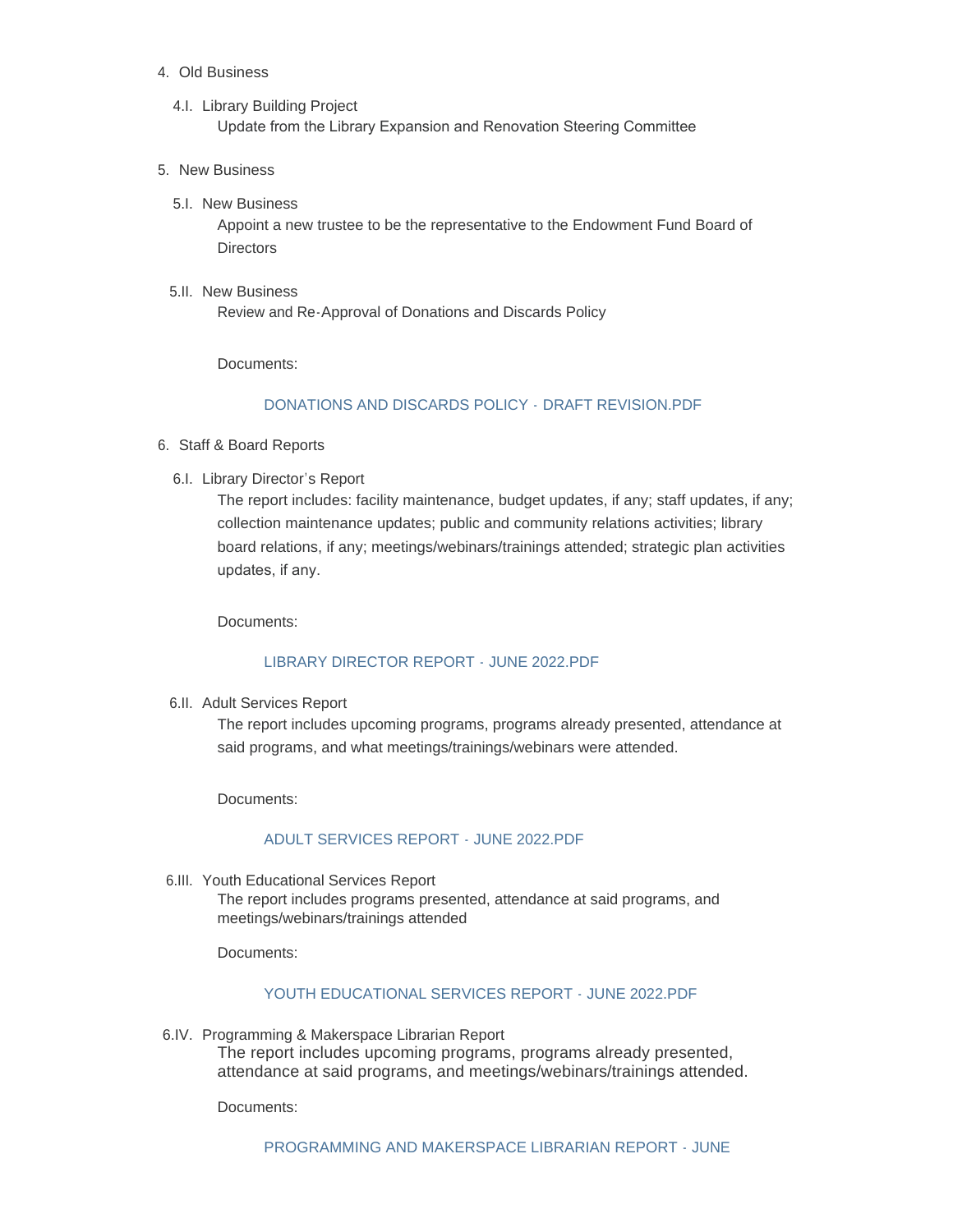4. Old Business

   4.I. Library Building Project

   Update from the Library Expansion and Renovation Steering Committee

5. New Business

   5.I. New Business

   Appoint a new trustee to be the representative to the Endowment Fund Board of Directors

   5.II. New Business

   Review and Re-Approval of Donations and Discards Policy

   Documents:

   DONATIONS AND DISCARDS POLICY - DRAFT REVISION.PDF

6. Staff & Board Reports

   6.I. Library Director's Report

   The report includes: facility maintenance, budget updates, if any; staff updates, if any; collection maintenance updates; public and community relations activities; library board relations, if any; meetings/webinars/trainings attended; strategic plan activities updates, if any.

   Documents:

   LIBRARY DIRECTOR REPORT - JUNE 2022.PDF

   6.II. Adult Services Report

   The report includes upcoming programs, programs already presented, attendance at said programs, and what meetings/trainings/webinars were attended.

   Documents:

   ADULT SERVICES REPORT - JUNE 2022.PDF

   6.III. Youth Educational Services Report

   The report includes programs presented, attendance at said programs, and meetings/webinars/trainings attended

   Documents:

   YOUTH EDUCATIONAL SERVICES REPORT - JUNE 2022.PDF

   6.IV. Programming & Makerspace Librarian Report

   The report includes upcoming programs, programs already presented, attendance at said programs, and meetings/webinars/trainings attended.

   Documents:

   PROGRAMMING AND MAKERSPACE LIBRARIAN REPORT - JUNE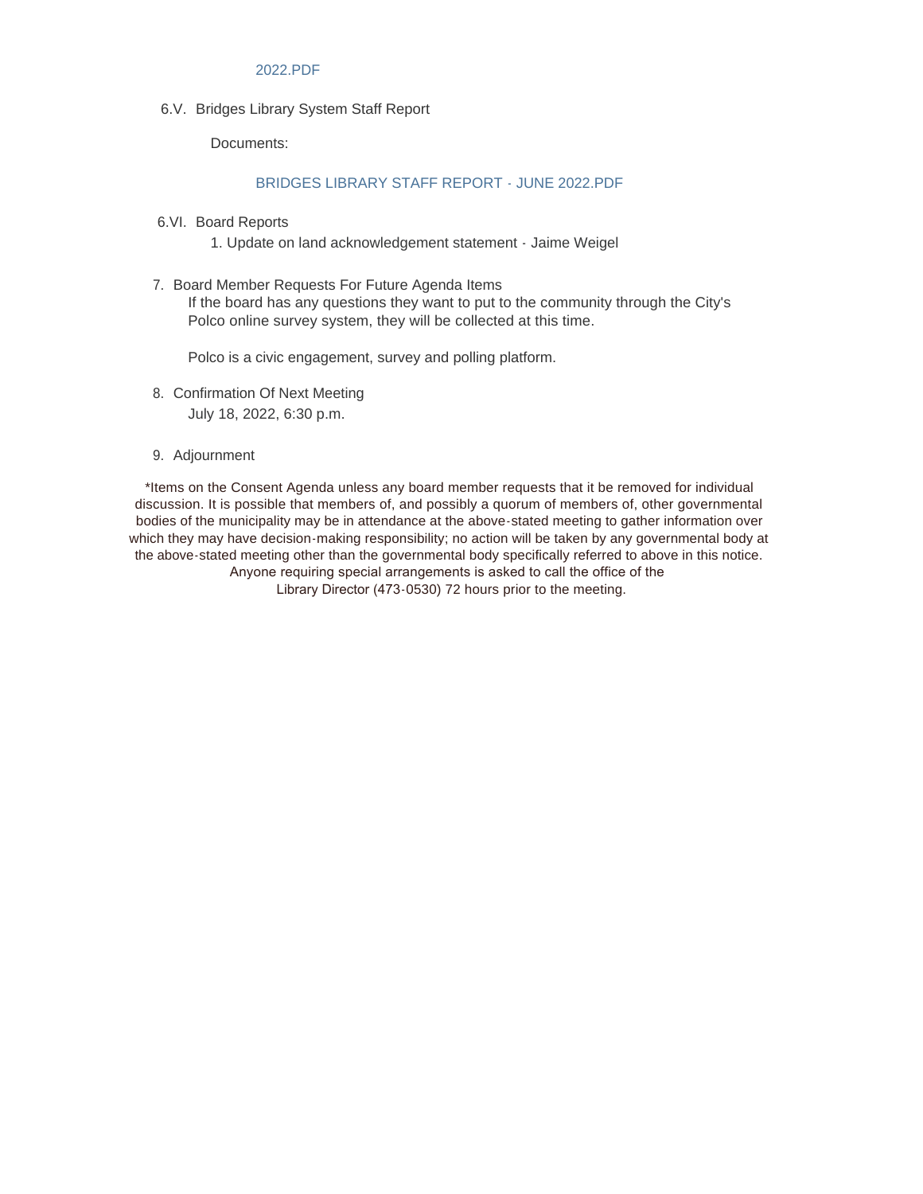2022.PDF

6.V. Bridges Library System Staff Report

Documents:

BRIDGES LIBRARY STAFF REPORT - JUNE 2022.PDF

6.VI. Board Reports

1. Update on land acknowledgement statement - Jaime Weigel

7. Board Member Requests For Future Agenda Items

   If the board has any questions they want to put to the community through the City's Polco online survey system, they will be collected at this time.

   Polco is a civic engagement, survey and polling platform.

8. Confirmation Of Next Meeting

   July 18, 2022, 6:30 p.m.

9. Adjournment

*Items on the Consent Agenda unless any board member requests that it be removed for individual discussion. It is possible that members of, and possibly a quorum of members of, other governmental bodies of the municipality may be in attendance at the above-stated meeting to gather information over which they may have decision-making responsibility; no action will be taken by any governmental body at the above-stated meeting other than the governmental body specifically referred to above in this notice. Anyone requiring special arrangements is asked to call the office of the Library Director (473-0530) 72 hours prior to the meeting.